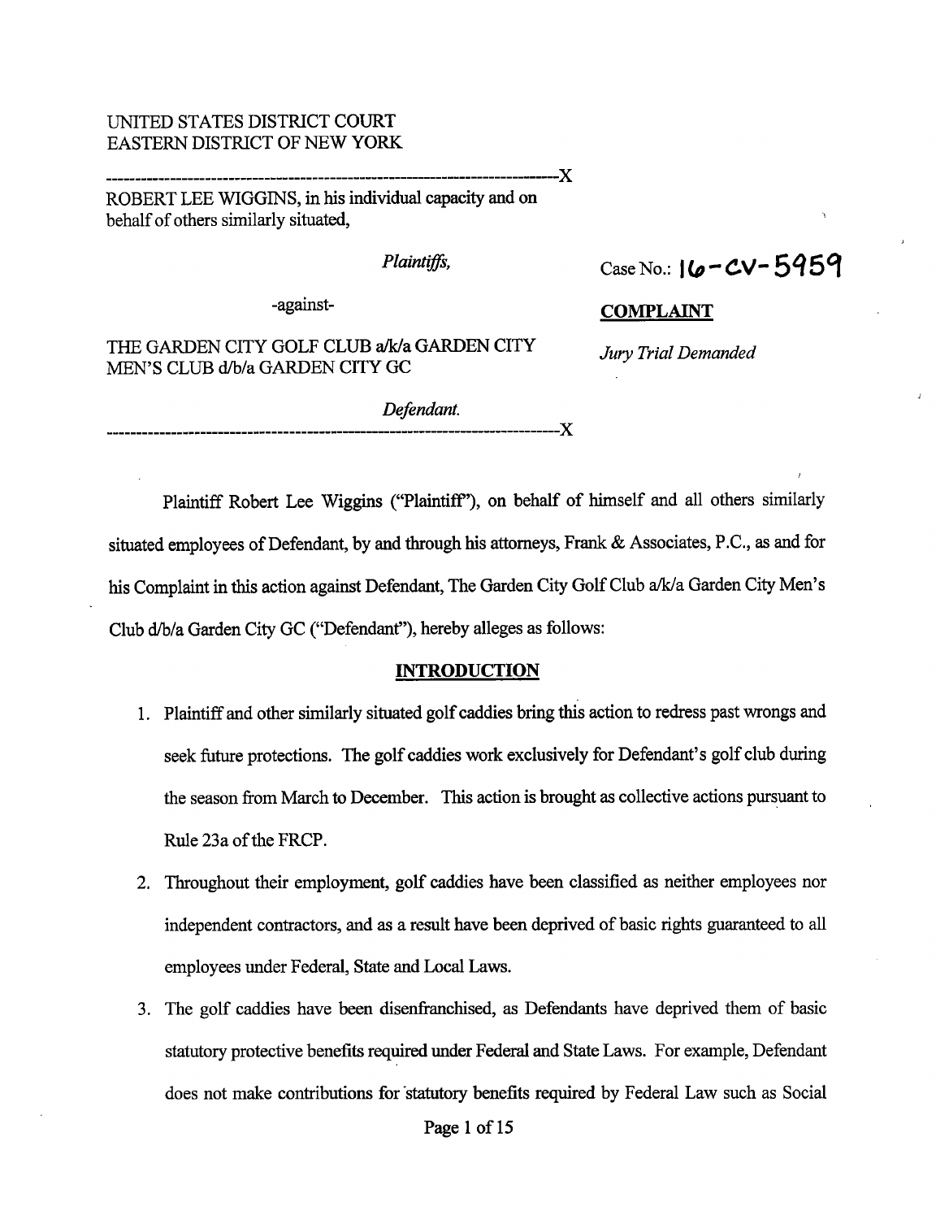UNITED STATES DISTRICT COURT
EASTERN DISTRICT OF NEW YORK

---

ROBERT LEE WIGGINS, in his individual capacity and on behalf of others similarly situated,

*Plaintiffs,*

-against-

THE GARDEN CITY GOLF CLUB a/k/a GARDEN CITY MEN'S CLUB d/b/a GARDEN CITY GC

*Defendant.*

---

Case No.: 16-CV-5959

**COMPLAINT**

*Jury Trial Demanded*

Plaintiff Robert Lee Wiggins ("Plaintiff"), on behalf of himself and all others similarly situated employees of Defendant, by and through his attorneys, Frank & Associates, P.C., as and for his Complaint in this action against Defendant, The Garden City Golf Club a/k/a Garden City Men's Club d/b/a Garden City GC ("Defendant"), hereby alleges as follows:

## INTRODUCTION

1. Plaintiff and other similarly situated golf caddies bring this action to redress past wrongs and seek future protections. The golf caddies work exclusively for Defendant's golf club during the season from March to December. This action is brought as collective actions pursuant to Rule 23a of the FRCP.

2. Throughout their employment, golf caddies have been classified as neither employees nor independent contractors, and as a result have been deprived of basic rights guaranteed to all employees under Federal, State and Local Laws.

3. The golf caddies have been disenfranchised, as Defendants have deprived them of basic statutory protective benefits required under Federal and State Laws. For example, Defendant does not make contributions for statutory benefits required by Federal Law such as Social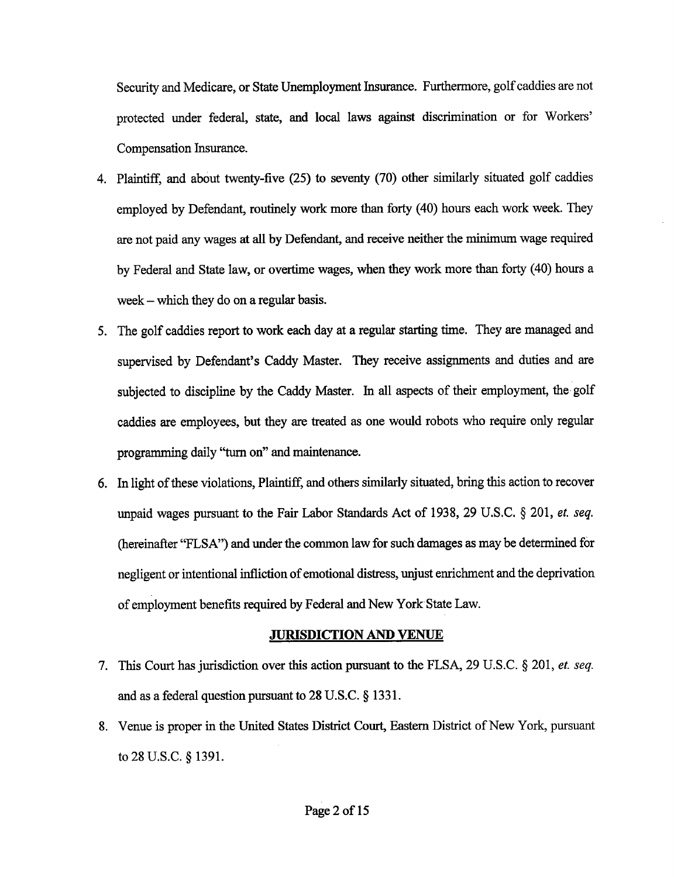Security and Medicare, or State Unemployment Insurance. Furthermore, golf caddies are not protected under federal, state, and local laws against discrimination or for Workers' Compensation Insurance.

4. Plaintiff, and about twenty-five (25) to seventy (70) other similarly situated golf caddies employed by Defendant, routinely work more than forty (40) hours each work week. They are not paid any wages at all by Defendant, and receive neither the minimum wage required by Federal and State law, or overtime wages, when they work more than forty (40) hours a week – which they do on a regular basis.

5. The golf caddies report to work each day at a regular starting time. They are managed and supervised by Defendant's Caddy Master. They receive assignments and duties and are subjected to discipline by the Caddy Master. In all aspects of their employment, the golf caddies are employees, but they are treated as one would robots who require only regular programming daily "turn on" and maintenance.

6. In light of these violations, Plaintiff, and others similarly situated, bring this action to recover unpaid wages pursuant to the Fair Labor Standards Act of 1938, 29 U.S.C. § 201, *et. seq.* (hereinafter "FLSA") and under the common law for such damages as may be determined for negligent or intentional infliction of emotional distress, unjust enrichment and the deprivation of employment benefits required by Federal and New York State Law.

## JURISDICTION AND VENUE

7. This Court has jurisdiction over this action pursuant to the FLSA, 29 U.S.C. § 201, *et. seq.* and as a federal question pursuant to 28 U.S.C. § 1331.

8. Venue is proper in the United States District Court, Eastern District of New York, pursuant to 28 U.S.C. § 1391.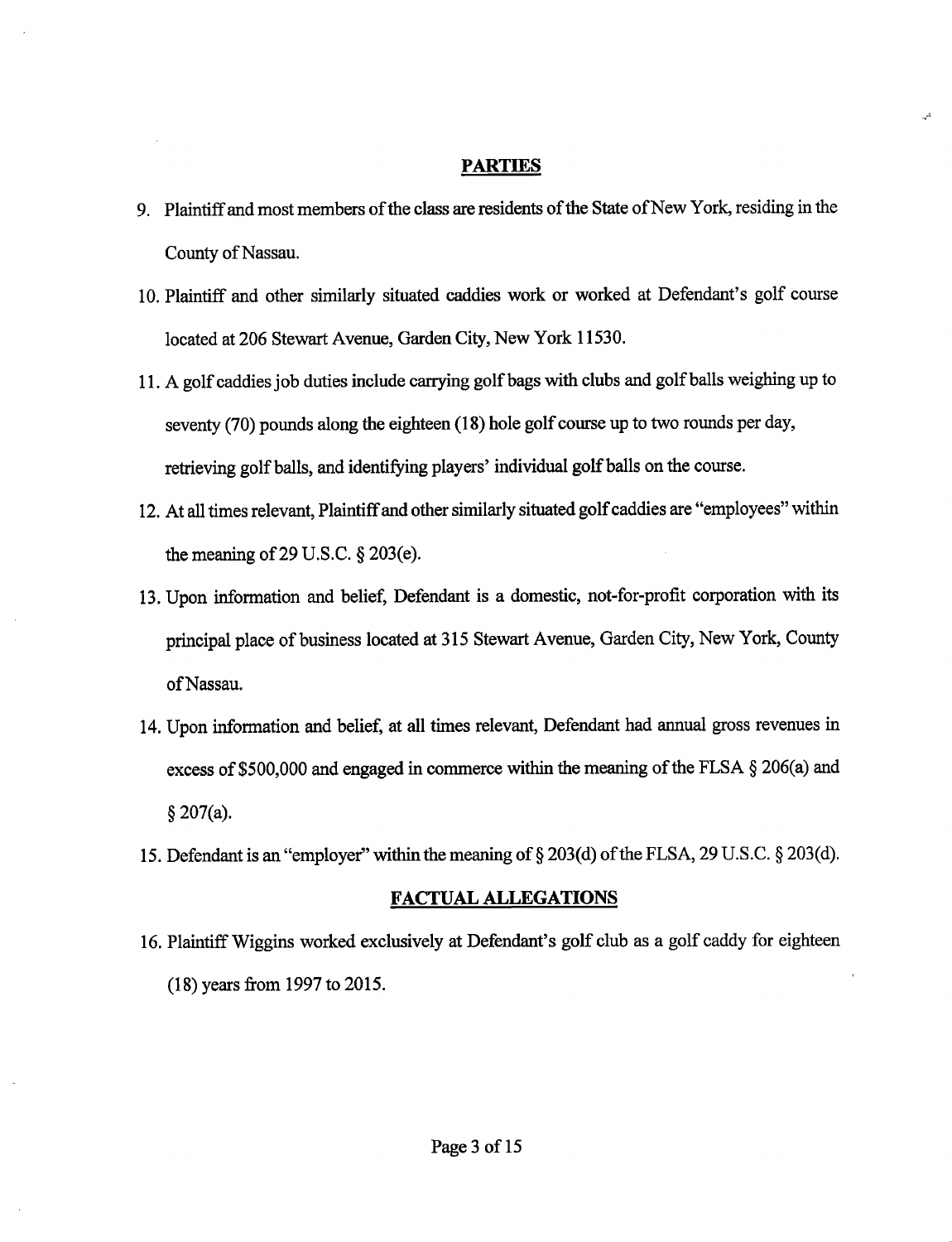## PARTIES

9. Plaintiff and most members of the class are residents of the State of New York, residing in the County of Nassau.
10. Plaintiff and other similarly situated caddies work or worked at Defendant's golf course located at 206 Stewart Avenue, Garden City, New York 11530.
11. A golf caddies job duties include carrying golf bags with clubs and golf balls weighing up to seventy (70) pounds along the eighteen (18) hole golf course up to two rounds per day, retrieving golf balls, and identifying players' individual golf balls on the course.
12. At all times relevant, Plaintiff and other similarly situated golf caddies are "employees" within the meaning of 29 U.S.C. § 203(e).
13. Upon information and belief, Defendant is a domestic, not-for-profit corporation with its principal place of business located at 315 Stewart Avenue, Garden City, New York, County of Nassau.
14. Upon information and belief, at all times relevant, Defendant had annual gross revenues in excess of $500,000 and engaged in commerce within the meaning of the FLSA § 206(a) and § 207(a).
15. Defendant is an "employer" within the meaning of § 203(d) of the FLSA, 29 U.S.C. § 203(d).

## FACTUAL ALLEGATIONS

16. Plaintiff Wiggins worked exclusively at Defendant's golf club as a golf caddy for eighteen (18) years from 1997 to 2015.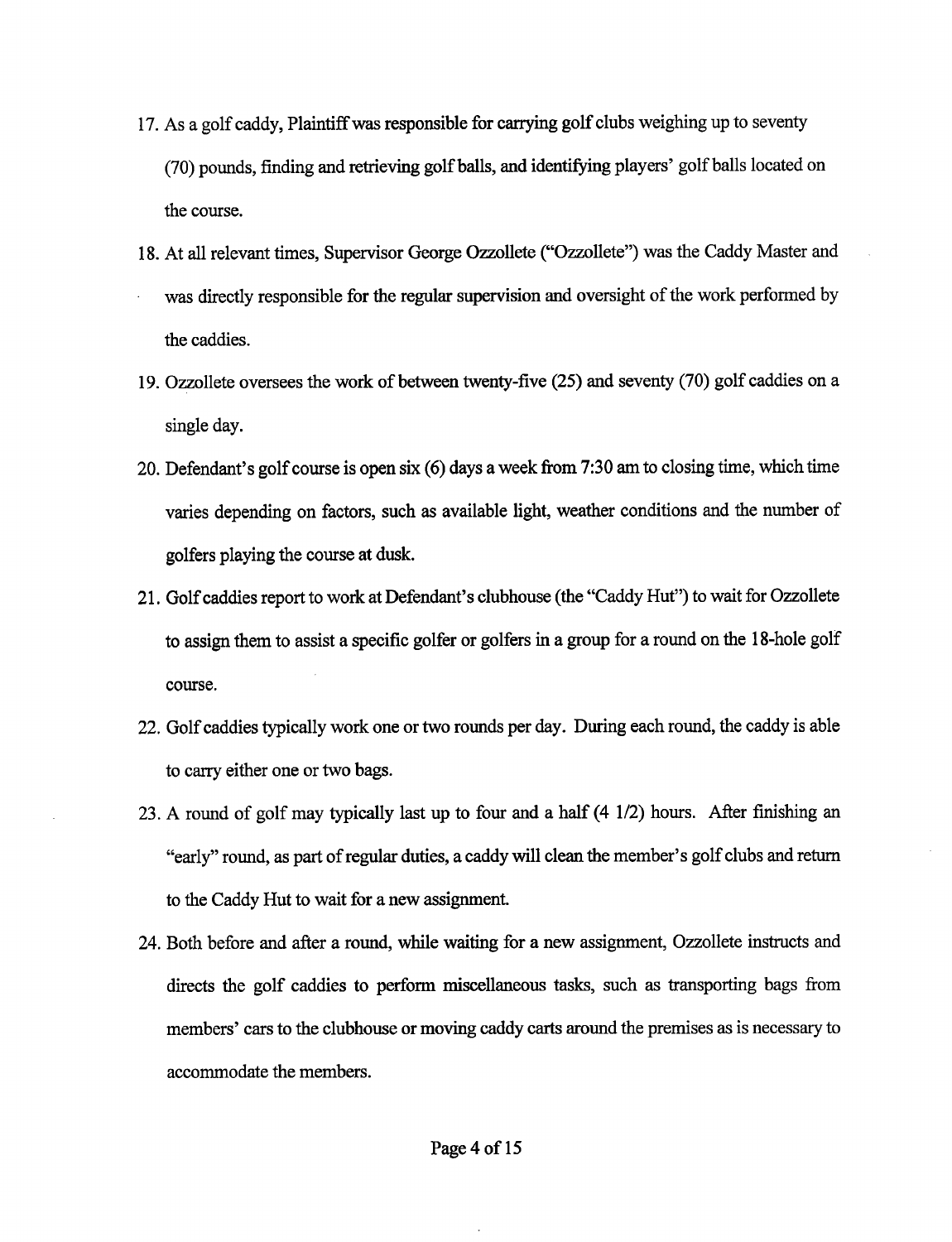17. As a golf caddy, Plaintiff was responsible for carrying golf clubs weighing up to seventy (70) pounds, finding and retrieving golf balls, and identifying players' golf balls located on the course.

18. At all relevant times, Supervisor George Ozzollete ("Ozzollete") was the Caddy Master and was directly responsible for the regular supervision and oversight of the work performed by the caddies.

19. Ozzollete oversees the work of between twenty-five (25) and seventy (70) golf caddies on a single day.

20. Defendant's golf course is open six (6) days a week from 7:30 am to closing time, which time varies depending on factors, such as available light, weather conditions and the number of golfers playing the course at dusk.

21. Golf caddies report to work at Defendant's clubhouse (the "Caddy Hut") to wait for Ozzollete to assign them to assist a specific golfer or golfers in a group for a round on the 18-hole golf course.

22. Golf caddies typically work one or two rounds per day. During each round, the caddy is able to carry either one or two bags.

23. A round of golf may typically last up to four and a half (4 1/2) hours. After finishing an "early" round, as part of regular duties, a caddy will clean the member's golf clubs and return to the Caddy Hut to wait for a new assignment.

24. Both before and after a round, while waiting for a new assignment, Ozzollete instructs and directs the golf caddies to perform miscellaneous tasks, such as transporting bags from members' cars to the clubhouse or moving caddy carts around the premises as is necessary to accommodate the members.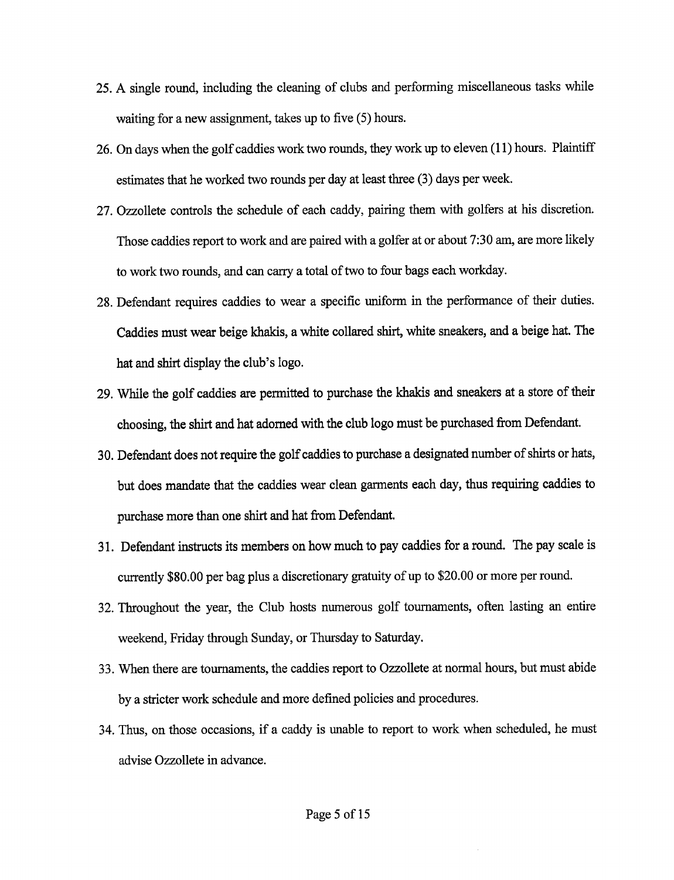25. A single round, including the cleaning of clubs and performing miscellaneous tasks while waiting for a new assignment, takes up to five (5) hours.

26. On days when the golf caddies work two rounds, they work up to eleven (11) hours. Plaintiff estimates that he worked two rounds per day at least three (3) days per week.

27. Ozzollete controls the schedule of each caddy, pairing them with golfers at his discretion. Those caddies report to work and are paired with a golfer at or about 7:30 am, are more likely to work two rounds, and can carry a total of two to four bags each workday.

28. Defendant requires caddies to wear a specific uniform in the performance of their duties. Caddies must wear beige khakis, a white collared shirt, white sneakers, and a beige hat. The hat and shirt display the club's logo.

29. While the golf caddies are permitted to purchase the khakis and sneakers at a store of their choosing, the shirt and hat adorned with the club logo must be purchased from Defendant.

30. Defendant does not require the golf caddies to purchase a designated number of shirts or hats, but does mandate that the caddies wear clean garments each day, thus requiring caddies to purchase more than one shirt and hat from Defendant.

31. Defendant instructs its members on how much to pay caddies for a round. The pay scale is currently $80.00 per bag plus a discretionary gratuity of up to $20.00 or more per round.

32. Throughout the year, the Club hosts numerous golf tournaments, often lasting an entire weekend, Friday through Sunday, or Thursday to Saturday.

33. When there are tournaments, the caddies report to Ozzollete at normal hours, but must abide by a stricter work schedule and more defined policies and procedures.

34. Thus, on those occasions, if a caddy is unable to report to work when scheduled, he must advise Ozzollete in advance.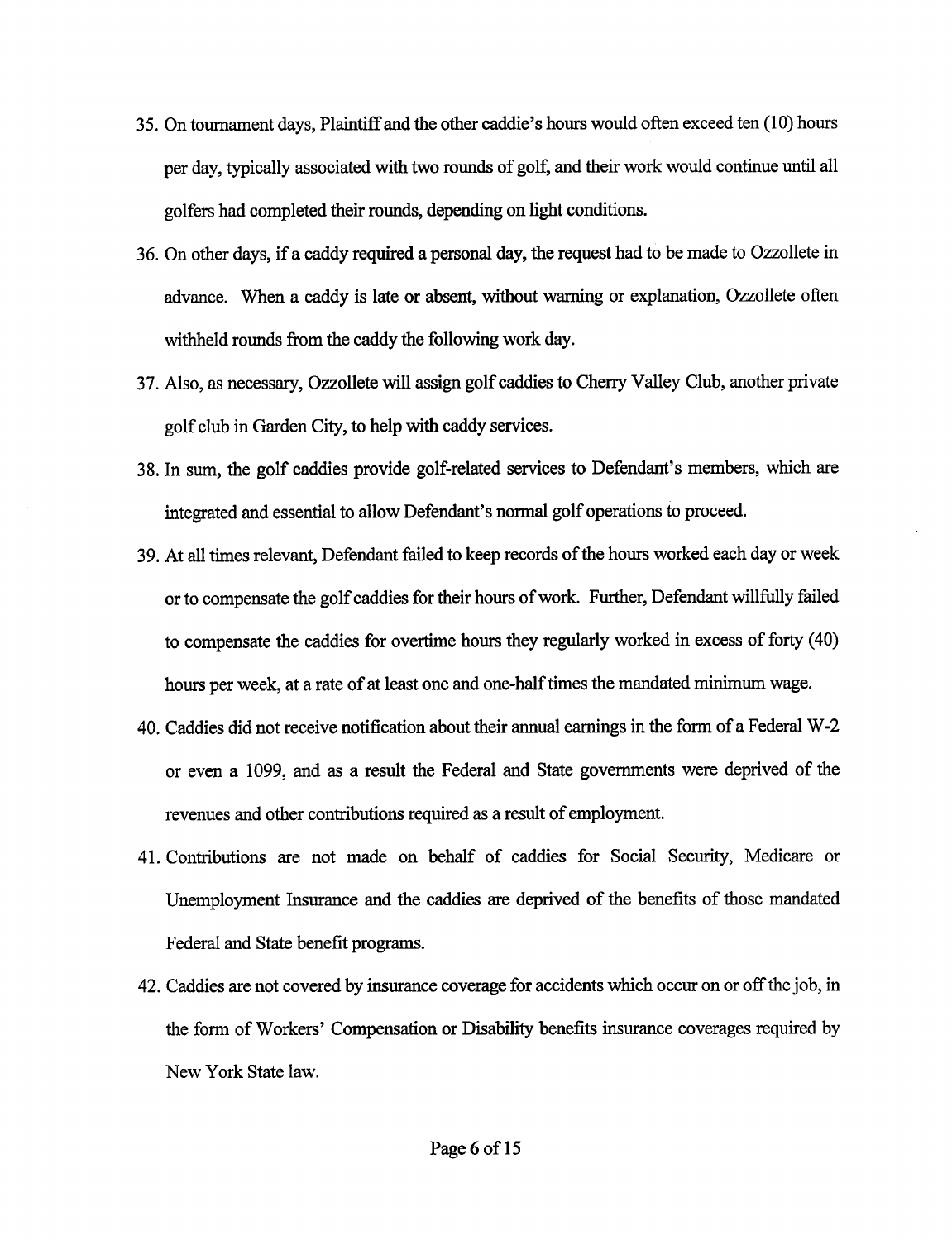35. On tournament days, Plaintiff and the other caddie's hours would often exceed ten (10) hours per day, typically associated with two rounds of golf, and their work would continue until all golfers had completed their rounds, depending on light conditions.

36. On other days, if a caddy required a personal day, the request had to be made to Ozzollete in advance. When a caddy is late or absent, without warning or explanation, Ozzollete often withheld rounds from the caddy the following work day.

37. Also, as necessary, Ozzollete will assign golf caddies to Cherry Valley Club, another private golf club in Garden City, to help with caddy services.

38. In sum, the golf caddies provide golf-related services to Defendant's members, which are integrated and essential to allow Defendant's normal golf operations to proceed.

39. At all times relevant, Defendant failed to keep records of the hours worked each day or week or to compensate the golf caddies for their hours of work. Further, Defendant willfully failed to compensate the caddies for overtime hours they regularly worked in excess of forty (40) hours per week, at a rate of at least one and one-half times the mandated minimum wage.

40. Caddies did not receive notification about their annual earnings in the form of a Federal W-2 or even a 1099, and as a result the Federal and State governments were deprived of the revenues and other contributions required as a result of employment.

41. Contributions are not made on behalf of caddies for Social Security, Medicare or Unemployment Insurance and the caddies are deprived of the benefits of those mandated Federal and State benefit programs.

42. Caddies are not covered by insurance coverage for accidents which occur on or off the job, in the form of Workers' Compensation or Disability benefits insurance coverages required by New York State law.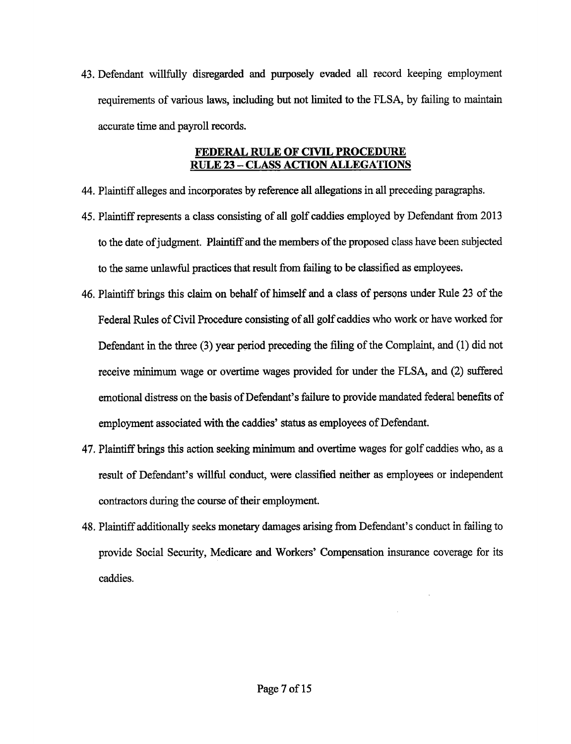43. Defendant willfully disregarded and purposely evaded all record keeping employment requirements of various laws, including but not limited to the FLSA, by failing to maintain accurate time and payroll records.

## FEDERAL RULE OF CIVIL PROCEDURE RULE 23 – CLASS ACTION ALLEGATIONS

44. Plaintiff alleges and incorporates by reference all allegations in all preceding paragraphs.

45. Plaintiff represents a class consisting of all golf caddies employed by Defendant from 2013 to the date of judgment. Plaintiff and the members of the proposed class have been subjected to the same unlawful practices that result from failing to be classified as employees.

46. Plaintiff brings this claim on behalf of himself and a class of persons under Rule 23 of the Federal Rules of Civil Procedure consisting of all golf caddies who work or have worked for Defendant in the three (3) year period preceding the filing of the Complaint, and (1) did not receive minimum wage or overtime wages provided for under the FLSA, and (2) suffered emotional distress on the basis of Defendant's failure to provide mandated federal benefits of employment associated with the caddies' status as employees of Defendant.

47. Plaintiff brings this action seeking minimum and overtime wages for golf caddies who, as a result of Defendant's willful conduct, were classified neither as employees or independent contractors during the course of their employment.

48. Plaintiff additionally seeks monetary damages arising from Defendant's conduct in failing to provide Social Security, Medicare and Workers' Compensation insurance coverage for its caddies.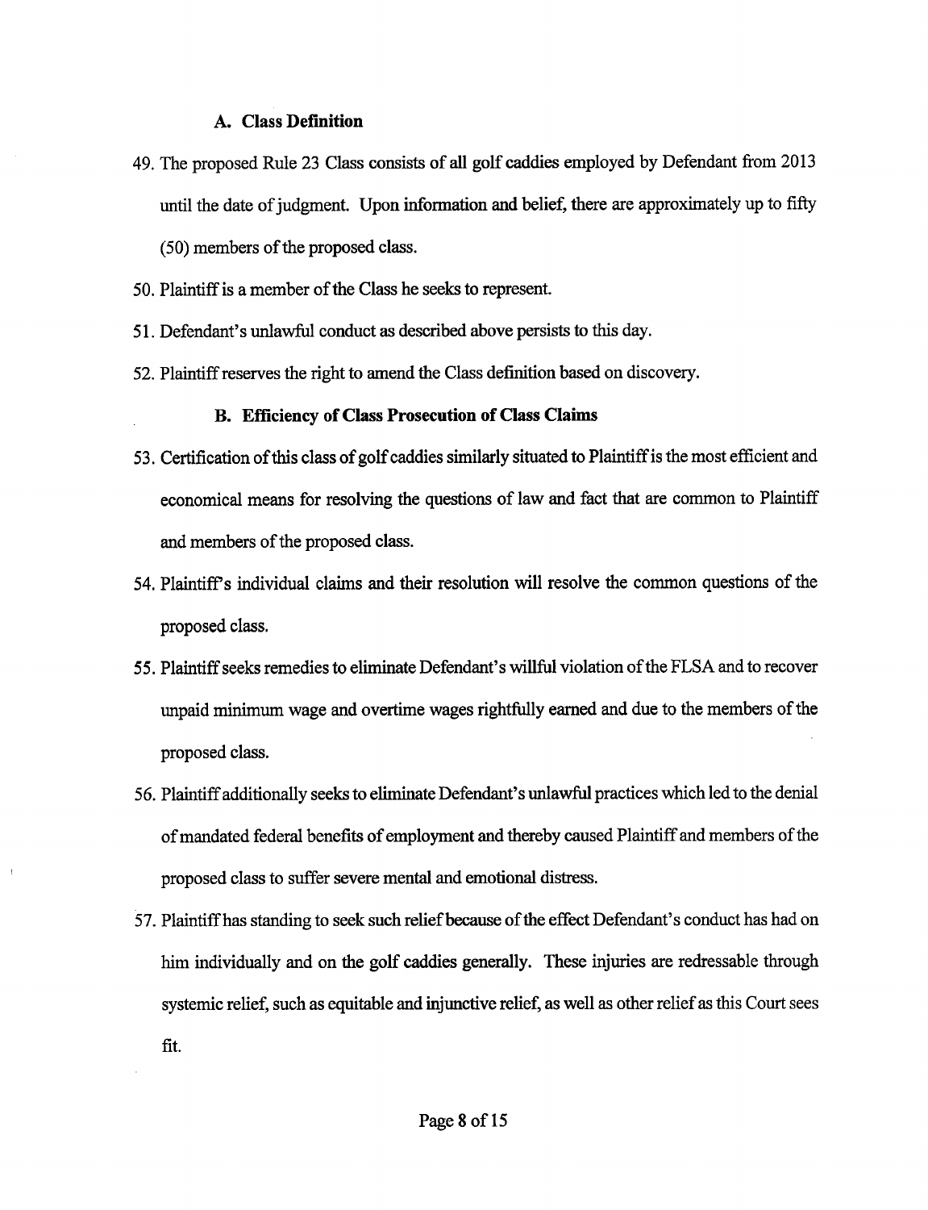### A. Class Definition

49. The proposed Rule 23 Class consists of all golf caddies employed by Defendant from 2013 until the date of judgment. Upon information and belief, there are approximately up to fifty (50) members of the proposed class.

50. Plaintiff is a member of the Class he seeks to represent.

51. Defendant's unlawful conduct as described above persists to this day.

52. Plaintiff reserves the right to amend the Class definition based on discovery.

### B. Efficiency of Class Prosecution of Class Claims

53. Certification of this class of golf caddies similarly situated to Plaintiff is the most efficient and economical means for resolving the questions of law and fact that are common to Plaintiff and members of the proposed class.

54. Plaintiff's individual claims and their resolution will resolve the common questions of the proposed class.

55. Plaintiff seeks remedies to eliminate Defendant's willful violation of the FLSA and to recover unpaid minimum wage and overtime wages rightfully earned and due to the members of the proposed class.

56. Plaintiff additionally seeks to eliminate Defendant's unlawful practices which led to the denial of mandated federal benefits of employment and thereby caused Plaintiff and members of the proposed class to suffer severe mental and emotional distress.

57. Plaintiff has standing to seek such relief because of the effect Defendant's conduct has had on him individually and on the golf caddies generally. These injuries are redressable through systemic relief, such as equitable and injunctive relief, as well as other relief as this Court sees fit.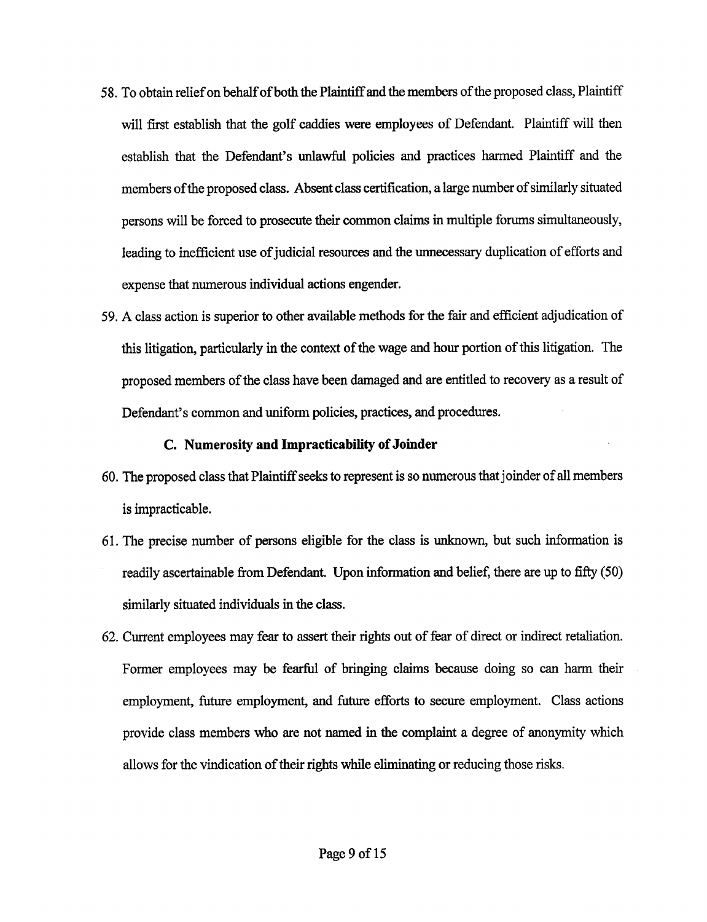58. To obtain relief on behalf of both the Plaintiff and the members of the proposed class, Plaintiff will first establish that the golf caddies were employees of Defendant. Plaintiff will then establish that the Defendant's unlawful policies and practices harmed Plaintiff and the members of the proposed class. Absent class certification, a large number of similarly situated persons will be forced to prosecute their common claims in multiple forums simultaneously, leading to inefficient use of judicial resources and the unnecessary duplication of efforts and expense that numerous individual actions engender.

59. A class action is superior to other available methods for the fair and efficient adjudication of this litigation, particularly in the context of the wage and hour portion of this litigation. The proposed members of the class have been damaged and are entitled to recovery as a result of Defendant's common and uniform policies, practices, and procedures.

### C. Numerosity and Impracticability of Joinder

60. The proposed class that Plaintiff seeks to represent is so numerous that joinder of all members is impracticable.

61. The precise number of persons eligible for the class is unknown, but such information is readily ascertainable from Defendant. Upon information and belief, there are up to fifty (50) similarly situated individuals in the class.

62. Current employees may fear to assert their rights out of fear of direct or indirect retaliation. Former employees may be fearful of bringing claims because doing so can harm their employment, future employment, and future efforts to secure employment. Class actions provide class members who are not named in the complaint a degree of anonymity which allows for the vindication of their rights while eliminating or reducing those risks.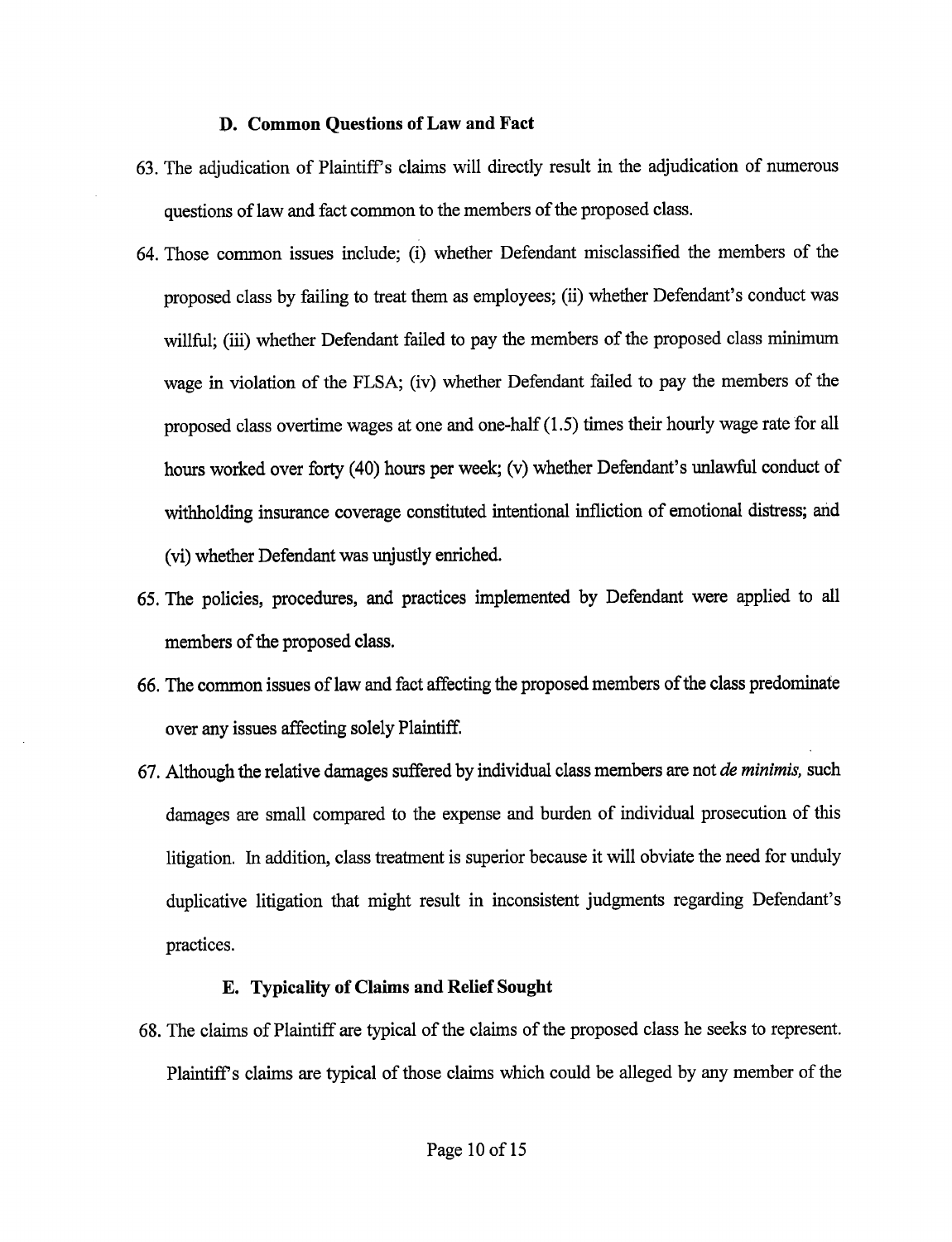### D. Common Questions of Law and Fact

63. The adjudication of Plaintiff's claims will directly result in the adjudication of numerous questions of law and fact common to the members of the proposed class.

64. Those common issues include; (i) whether Defendant misclassified the members of the proposed class by failing to treat them as employees; (ii) whether Defendant's conduct was willful; (iii) whether Defendant failed to pay the members of the proposed class minimum wage in violation of the FLSA; (iv) whether Defendant failed to pay the members of the proposed class overtime wages at one and one-half (1.5) times their hourly wage rate for all hours worked over forty (40) hours per week; (v) whether Defendant's unlawful conduct of withholding insurance coverage constituted intentional infliction of emotional distress; and (vi) whether Defendant was unjustly enriched.

65. The policies, procedures, and practices implemented by Defendant were applied to all members of the proposed class.

66. The common issues of law and fact affecting the proposed members of the class predominate over any issues affecting solely Plaintiff.

67. Although the relative damages suffered by individual class members are not *de minimis,* such damages are small compared to the expense and burden of individual prosecution of this litigation. In addition, class treatment is superior because it will obviate the need for unduly duplicative litigation that might result in inconsistent judgments regarding Defendant's practices.

### E. Typicality of Claims and Relief Sought

68. The claims of Plaintiff are typical of the claims of the proposed class he seeks to represent. Plaintiff's claims are typical of those claims which could be alleged by any member of the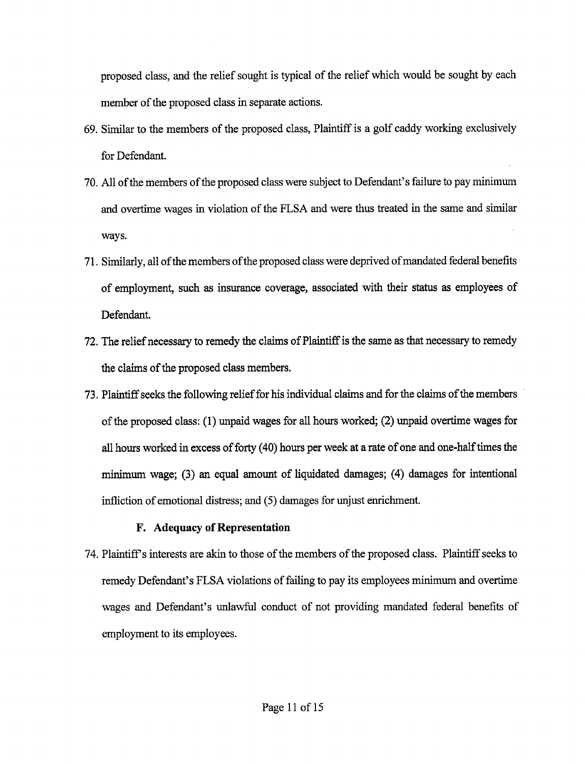proposed class, and the relief sought is typical of the relief which would be sought by each member of the proposed class in separate actions.

69. Similar to the members of the proposed class, Plaintiff is a golf caddy working exclusively for Defendant.

70. All of the members of the proposed class were subject to Defendant's failure to pay minimum and overtime wages in violation of the FLSA and were thus treated in the same and similar ways.

71. Similarly, all of the members of the proposed class were deprived of mandated federal benefits of employment, such as insurance coverage, associated with their status as employees of Defendant.

72. The relief necessary to remedy the claims of Plaintiff is the same as that necessary to remedy the claims of the proposed class members.

73. Plaintiff seeks the following relief for his individual claims and for the claims of the members of the proposed class: (1) unpaid wages for all hours worked; (2) unpaid overtime wages for all hours worked in excess of forty (40) hours per week at a rate of one and one-half times the minimum wage; (3) an equal amount of liquidated damages; (4) damages for intentional infliction of emotional distress; and (5) damages for unjust enrichment.

### F. Adequacy of Representation

74. Plaintiff's interests are akin to those of the members of the proposed class. Plaintiff seeks to remedy Defendant's FLSA violations of failing to pay its employees minimum and overtime wages and Defendant's unlawful conduct of not providing mandated federal benefits of employment to its employees.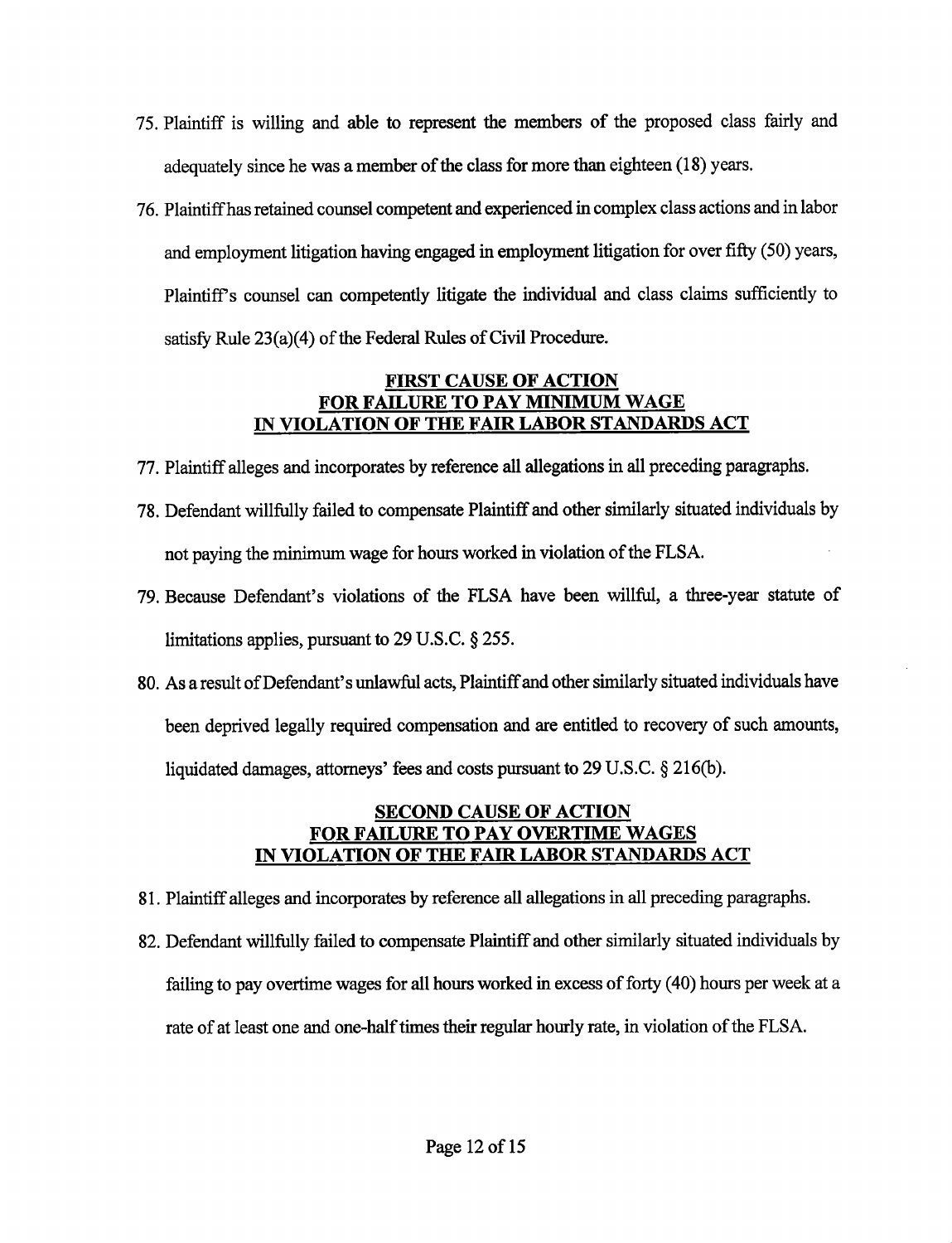75. Plaintiff is willing and able to represent the members of the proposed class fairly and adequately since he was a member of the class for more than eighteen (18) years.

76. Plaintiff has retained counsel competent and experienced in complex class actions and in labor and employment litigation having engaged in employment litigation for over fifty (50) years, Plaintiff's counsel can competently litigate the individual and class claims sufficiently to satisfy Rule 23(a)(4) of the Federal Rules of Civil Procedure.

## FIRST CAUSE OF ACTION FOR FAILURE TO PAY MINIMUM WAGE IN VIOLATION OF THE FAIR LABOR STANDARDS ACT

77. Plaintiff alleges and incorporates by reference all allegations in all preceding paragraphs.

78. Defendant willfully failed to compensate Plaintiff and other similarly situated individuals by not paying the minimum wage for hours worked in violation of the FLSA.

79. Because Defendant's violations of the FLSA have been willful, a three-year statute of limitations applies, pursuant to 29 U.S.C. § 255.

80. As a result of Defendant's unlawful acts, Plaintiff and other similarly situated individuals have been deprived legally required compensation and are entitled to recovery of such amounts, liquidated damages, attorneys' fees and costs pursuant to 29 U.S.C. § 216(b).

## SECOND CAUSE OF ACTION FOR FAILURE TO PAY OVERTIME WAGES IN VIOLATION OF THE FAIR LABOR STANDARDS ACT

81. Plaintiff alleges and incorporates by reference all allegations in all preceding paragraphs.

82. Defendant willfully failed to compensate Plaintiff and other similarly situated individuals by failing to pay overtime wages for all hours worked in excess of forty (40) hours per week at a rate of at least one and one-half times their regular hourly rate, in violation of the FLSA.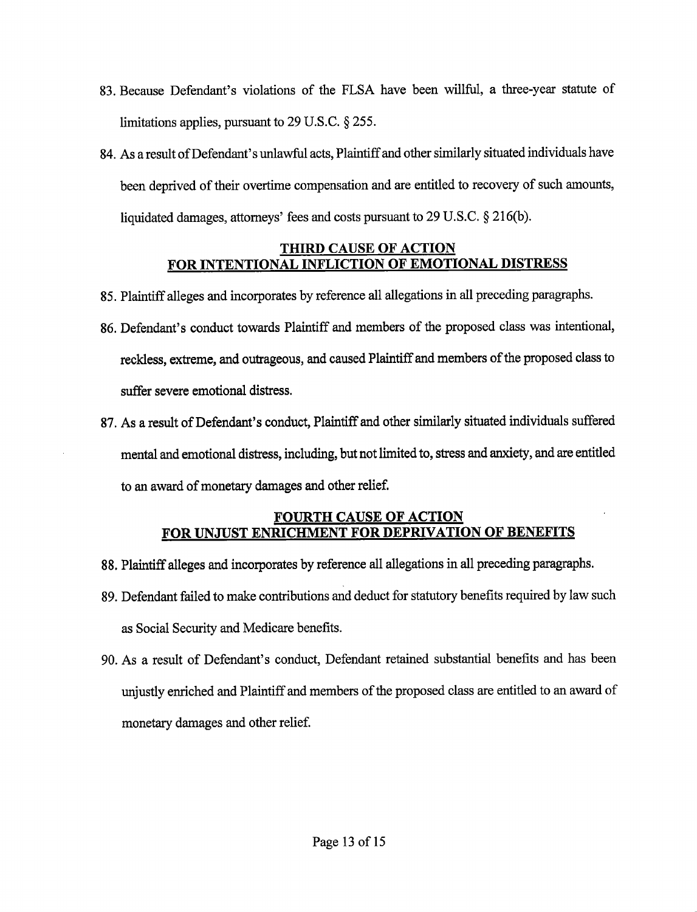83. Because Defendant's violations of the FLSA have been willful, a three-year statute of limitations applies, pursuant to 29 U.S.C. § 255.

84. As a result of Defendant's unlawful acts, Plaintiff and other similarly situated individuals have been deprived of their overtime compensation and are entitled to recovery of such amounts, liquidated damages, attorneys' fees and costs pursuant to 29 U.S.C. § 216(b).

## THIRD CAUSE OF ACTION FOR INTENTIONAL INFLICTION OF EMOTIONAL DISTRESS

85. Plaintiff alleges and incorporates by reference all allegations in all preceding paragraphs.

86. Defendant's conduct towards Plaintiff and members of the proposed class was intentional, reckless, extreme, and outrageous, and caused Plaintiff and members of the proposed class to suffer severe emotional distress.

87. As a result of Defendant's conduct, Plaintiff and other similarly situated individuals suffered mental and emotional distress, including, but not limited to, stress and anxiety, and are entitled to an award of monetary damages and other relief.

## FOURTH CAUSE OF ACTION FOR UNJUST ENRICHMENT FOR DEPRIVATION OF BENEFITS

88. Plaintiff alleges and incorporates by reference all allegations in all preceding paragraphs.

89. Defendant failed to make contributions and deduct for statutory benefits required by law such as Social Security and Medicare benefits.

90. As a result of Defendant's conduct, Defendant retained substantial benefits and has been unjustly enriched and Plaintiff and members of the proposed class are entitled to an award of monetary damages and other relief.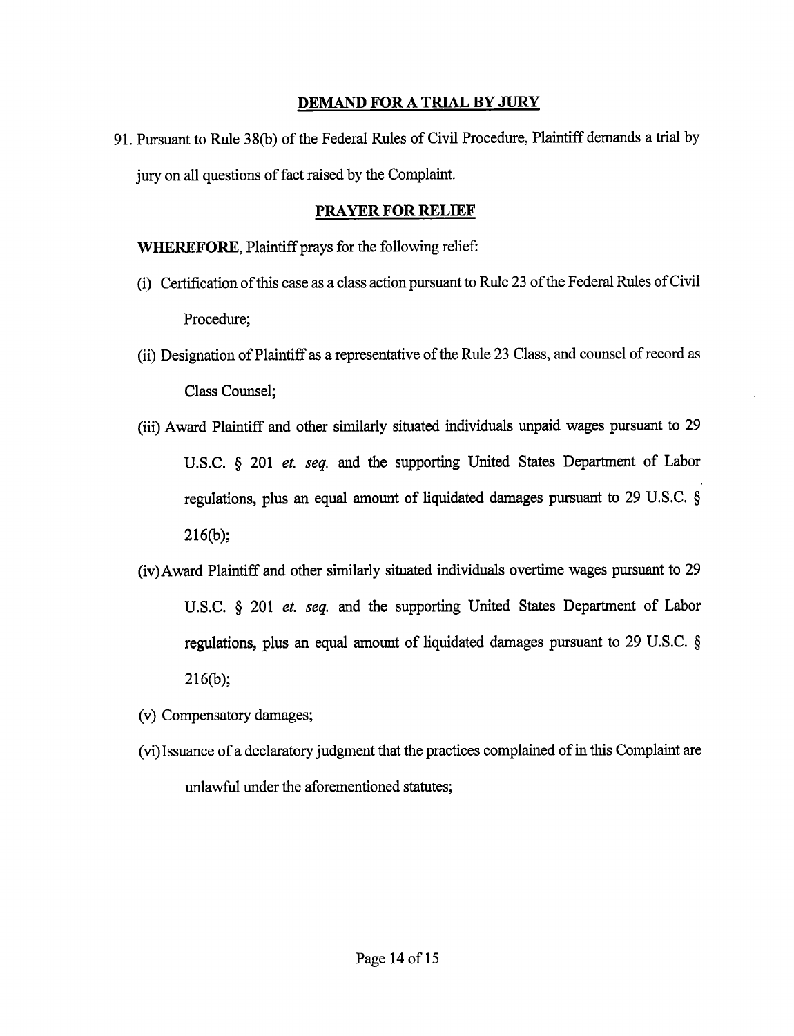## DEMAND FOR A TRIAL BY JURY

91. Pursuant to Rule 38(b) of the Federal Rules of Civil Procedure, Plaintiff demands a trial by jury on all questions of fact raised by the Complaint.

## PRAYER FOR RELIEF

**WHEREFORE**, Plaintiff prays for the following relief:

(i) Certification of this case as a class action pursuant to Rule 23 of the Federal Rules of Civil Procedure;

(ii) Designation of Plaintiff as a representative of the Rule 23 Class, and counsel of record as Class Counsel;

(iii) Award Plaintiff and other similarly situated individuals unpaid wages pursuant to 29 U.S.C. § 201 *et. seq.* and the supporting United States Department of Labor regulations, plus an equal amount of liquidated damages pursuant to 29 U.S.C. § 216(b);

(iv) Award Plaintiff and other similarly situated individuals overtime wages pursuant to 29 U.S.C. § 201 *et. seq.* and the supporting United States Department of Labor regulations, plus an equal amount of liquidated damages pursuant to 29 U.S.C. § 216(b);

(v) Compensatory damages;

(vi) Issuance of a declaratory judgment that the practices complained of in this Complaint are unlawful under the aforementioned statutes;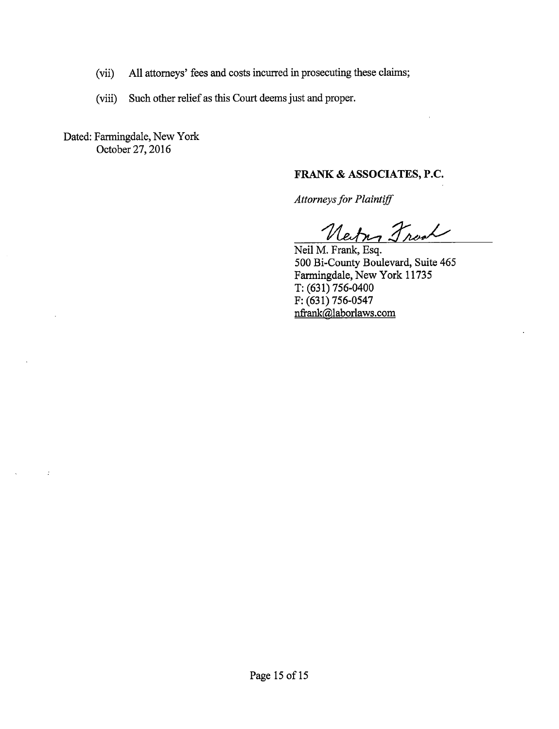(vii) All attorneys' fees and costs incurred in prosecuting these claims;

(viii) Such other relief as this Court deems just and proper.

Dated: Farmingdale, New York
October 27, 2016

**FRANK & ASSOCIATES, P.C.**

*Attorneys for Plaintiff*

Neil M. Frank, Esq.
500 Bi-County Boulevard, Suite 465
Farmingdale, New York 11735
T: (631) 756-0400
F: (631) 756-0547
nfrank@laborlaws.com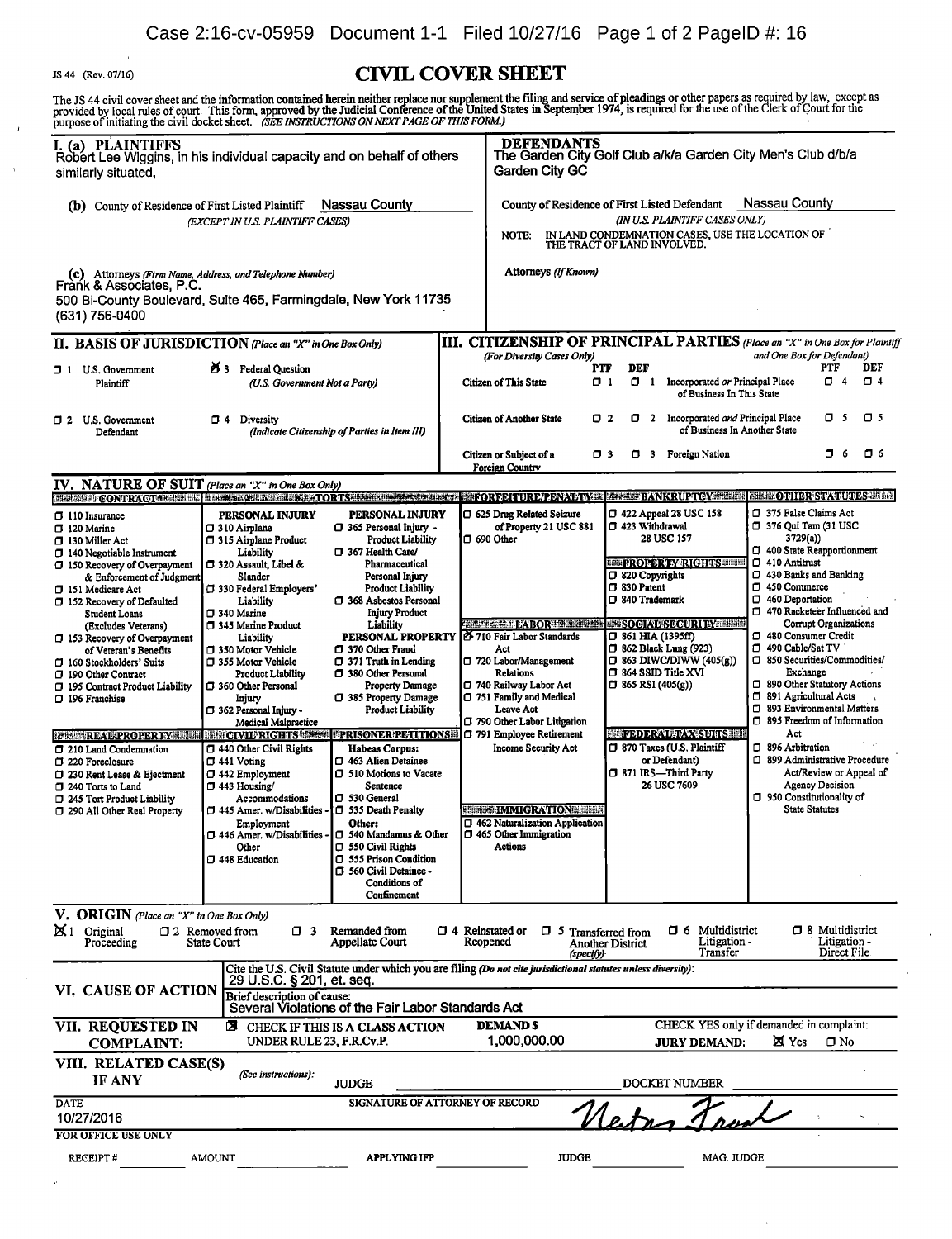JS 44 (Rev. 07/16)

# CIVIL COVER SHEET

The JS 44 civil cover sheet and the information contained herein neither replace nor supplement the filing and service of pleadings or other papers as required by law, except as provided by local rules of court. This form, approved by the Judicial Conference of the United States in September 1974, is required for the use of the Clerk of Court for the purpose of initiating the civil docket sheet. *(SEE INSTRUCTIONS ON NEXT PAGE OF THIS FORM.)*

## I. (a) PLAINTIFFS

Robert Lee Wiggins, in his individual capacity and on behalf of others similarly situated,

**DEFENDANTS**

The Garden City Golf Club a/k/a Garden City Men's Club d/b/a Garden City GC

**(b)** County of Residence of First Listed Plaintiff: Nassau County
*(EXCEPT IN U.S. PLAINTIFF CASES)*

County of Residence of First Listed Defendant: Nassau County
*(IN U.S. PLAINTIFF CASES ONLY)*

NOTE: IN LAND CONDEMNATION CASES, USE THE LOCATION OF THE TRACT OF LAND INVOLVED.

**(c)** Attorneys *(Firm Name, Address, and Telephone Number)*
Frank & Associates, P.C.
500 Bi-County Boulevard, Suite 465, Farmingdale, New York 11735
(631) 756-0400

Attorneys *(If Known)*

## II. BASIS OF JURISDICTION *(Place an "X" in One Box Only)*

- ☐ 1 U.S. Government Plaintiff
- ☒ 3 Federal Question (U.S. Government Not a Party)
- ☐ 2 U.S. Government Defendant
- ☐ 4 Diversity (Indicate Citizenship of Parties in Item III)

## III. CITIZENSHIP OF PRINCIPAL PARTIES *(Place an "X" in One Box for Plaintiff and One Box for Defendant)* *(For Diversity Cases Only)*

| | PTF | DEF | | PTF | DEF |
|---|---|---|---|---|---|
| Citizen of This State | ☐ 1 | ☐ 1 | Incorporated *or* Principal Place of Business In This State | ☐ 4 | ☐ 4 |
| Citizen of Another State | ☐ 2 | ☐ 2 | Incorporated *and* Principal Place of Business In Another State | ☐ 5 | ☐ 5 |
| Citizen or Subject of a Foreign Country | ☐ 3 | ☐ 3 | Foreign Nation | ☐ 6 | ☐ 6 |

## IV. NATURE OF SUIT *(Place an "X" in One Box Only)*

**CONTRACT**
- ☐ 110 Insurance
- ☐ 120 Marine
- ☐ 130 Miller Act
- ☐ 140 Negotiable Instrument
- ☐ 150 Recovery of Overpayment & Enforcement of Judgment
- ☐ 151 Medicare Act
- ☐ 152 Recovery of Defaulted Student Loans (Excludes Veterans)
- ☐ 153 Recovery of Overpayment of Veteran's Benefits
- ☐ 160 Stockholders' Suits
- ☐ 190 Other Contract
- ☐ 195 Contract Product Liability
- ☐ 196 Franchise

**REAL PROPERTY**
- ☐ 210 Land Condemnation
- ☐ 220 Foreclosure
- ☐ 230 Rent Lease & Ejectment
- ☐ 240 Torts to Land
- ☐ 245 Tort Product Liability
- ☐ 290 All Other Real Property

**TORTS**

PERSONAL INJURY
- ☐ 310 Airplane
- ☐ 315 Airplane Product Liability
- ☐ 320 Assault, Libel & Slander
- ☐ 330 Federal Employers' Liability
- ☐ 340 Marine
- ☐ 345 Marine Product Liability
- ☐ 350 Motor Vehicle
- ☐ 355 Motor Vehicle Product Liability
- ☐ 360 Other Personal Injury
- ☐ 362 Personal Injury - Medical Malpractice

PERSONAL INJURY
- ☐ 365 Personal Injury - Product Liability
- ☐ 367 Health Care/ Pharmaceutical Personal Injury Product Liability
- ☐ 368 Asbestos Personal Injury Product Liability

PERSONAL PROPERTY
- ☐ 370 Other Fraud
- ☐ 371 Truth in Lending
- ☐ 380 Other Personal Property Damage
- ☐ 385 Property Damage Product Liability

**CIVIL RIGHTS**
- ☐ 440 Other Civil Rights
- ☐ 441 Voting
- ☐ 442 Employment
- ☐ 443 Housing/ Accommodations
- ☐ 445 Amer. w/Disabilities - Employment
- ☐ 446 Amer. w/Disabilities - Other
- ☐ 448 Education

**PRISONER PETITIONS**

Habeas Corpus:
- ☐ 463 Alien Detainee
- ☐ 510 Motions to Vacate Sentence
- ☐ 530 General
- ☐ 535 Death Penalty

Other:
- ☐ 540 Mandamus & Other
- ☐ 550 Civil Rights
- ☐ 555 Prison Condition
- ☐ 560 Civil Detainee - Conditions of Confinement

**FORFEITURE/PENALTY**
- ☐ 625 Drug Related Seizure of Property 21 USC 881
- ☐ 690 Other

**LABOR**
- ☒ 710 Fair Labor Standards Act
- ☐ 720 Labor/Management Relations
- ☐ 740 Railway Labor Act
- ☐ 751 Family and Medical Leave Act
- ☐ 790 Other Labor Litigation
- ☐ 791 Employee Retirement Income Security Act

**IMMIGRATION**
- ☐ 462 Naturalization Application
- ☐ 465 Other Immigration Actions

**BANKRUPTCY**
- ☐ 422 Appeal 28 USC 158
- ☐ 423 Withdrawal 28 USC 157

**PROPERTY RIGHTS**
- ☐ 820 Copyrights
- ☐ 830 Patent
- ☐ 840 Trademark

**SOCIAL SECURITY**
- ☐ 861 HIA (1395ff)
- ☐ 862 Black Lung (923)
- ☐ 863 DIWC/DIWW (405(g))
- ☐ 864 SSID Title XVI
- ☐ 865 RSI (405(g))

**FEDERAL TAX SUITS**
- ☐ 870 Taxes (U.S. Plaintiff or Defendant)
- ☐ 871 IRS—Third Party 26 USC 7609

**OTHER STATUTES**
- ☐ 375 False Claims Act
- ☐ 376 Qui Tam (31 USC 3729(a))
- ☐ 400 State Reapportionment
- ☐ 410 Antitrust
- ☐ 430 Banks and Banking
- ☐ 450 Commerce
- ☐ 460 Deportation
- ☐ 470 Racketeer Influenced and Corrupt Organizations
- ☐ 480 Consumer Credit
- ☐ 490 Cable/Sat TV
- ☐ 850 Securities/Commodities/ Exchange
- ☐ 890 Other Statutory Actions
- ☐ 891 Agricultural Acts
- ☐ 893 Environmental Matters
- ☐ 895 Freedom of Information Act
- ☐ 896 Arbitration
- ☐ 899 Administrative Procedure Act/Review or Appeal of Agency Decision
- ☐ 950 Constitutionality of State Statutes

## V. ORIGIN *(Place an "X" in One Box Only)*

- ☒ 1 Original Proceeding
- ☐ 2 Removed from State Court
- ☐ 3 Remanded from Appellate Court
- ☐ 4 Reinstated or Reopened
- ☐ 5 Transferred from Another District (specify)
- ☐ 6 Multidistrict Litigation - Transfer
- ☐ 8 Multidistrict Litigation - Direct File

## VI. CAUSE OF ACTION

Cite the U.S. Civil Statute under which you are filing *(Do not cite jurisdictional statutes unless diversity)*:
29 U.S.C. § 201, et. seq.

Brief description of cause:
Several Violations of the Fair Labor Standards Act

## VII. REQUESTED IN COMPLAINT:

☒ CHECK IF THIS IS A CLASS ACTION UNDER RULE 23, F.R.Cv.P.

DEMAND $ 1,000,000.00

CHECK YES only if demanded in complaint: JURY DEMAND: ☒ Yes ☐ No

## VIII. RELATED CASE(S) IF ANY

*(See instructions)*: JUDGE ____ DOCKET NUMBER ____

DATE: 10/27/2016

SIGNATURE OF ATTORNEY OF RECORD: Neil Frank

**FOR OFFICE USE ONLY**

RECEIPT # ____ AMOUNT ____ APPLYING IFP ____ JUDGE ____ MAG. JUDGE ____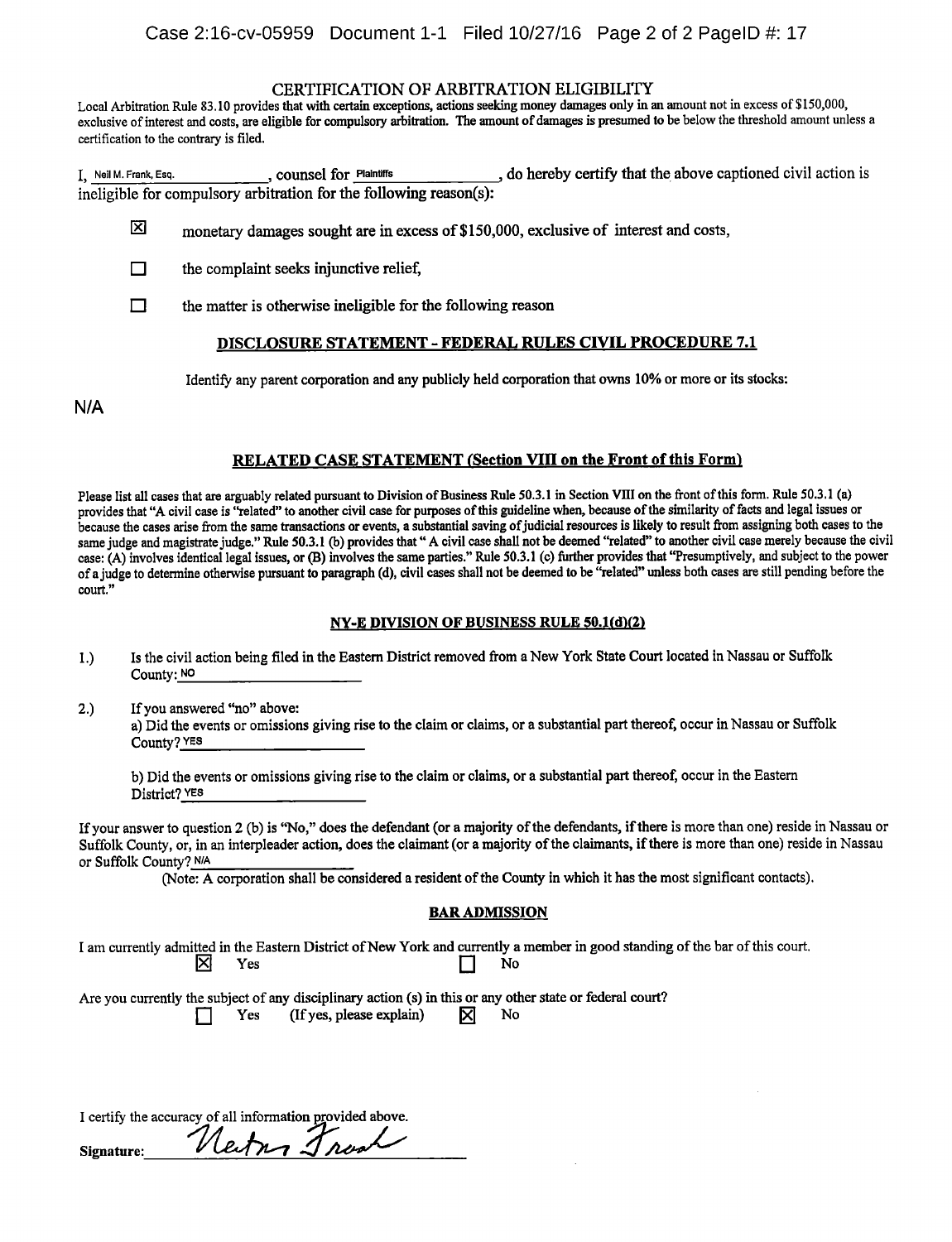## CERTIFICATION OF ARBITRATION ELIGIBILITY

Local Arbitration Rule 83.10 provides that with certain exceptions, actions seeking money damages only in an amount not in excess of $150,000, exclusive of interest and costs, are eligible for compulsory arbitration. The amount of damages is presumed to be below the threshold amount unless a certification to the contrary is filed.

I, Neil M. Frank, Esq., counsel for Plaintiffs, do hereby certify that the above captioned civil action is ineligible for compulsory arbitration for the following reason(s):

- ☒ monetary damages sought are in excess of $150,000, exclusive of interest and costs,
- ☐ the complaint seeks injunctive relief,
- ☐ the matter is otherwise ineligible for the following reason

## DISCLOSURE STATEMENT - FEDERAL RULES CIVIL PROCEDURE 7.1

Identify any parent corporation and any publicly held corporation that owns 10% or more or its stocks:

N/A

## RELATED CASE STATEMENT (Section VIII on the Front of this Form)

Please list all cases that are arguably related pursuant to Division of Business Rule 50.3.1 in Section VIII on the front of this form. Rule 50.3.1 (a) provides that "A civil case is "related" to another civil case for purposes of this guideline when, because of the similarity of facts and legal issues or because the cases arise from the same transactions or events, a substantial saving of judicial resources is likely to result from assigning both cases to the same judge and magistrate judge." Rule 50.3.1 (b) provides that " A civil case shall not be deemed "related" to another civil case merely because the civil case: (A) involves identical legal issues, or (B) involves the same parties." Rule 50.3.1 (c) further provides that "Presumptively, and subject to the power of a judge to determine otherwise pursuant to paragraph (d), civil cases shall not be deemed to be "related" unless both cases are still pending before the court."

## NY-E DIVISION OF BUSINESS RULE 50.1(d)(2)

1.) Is the civil action being filed in the Eastern District removed from a New York State Court located in Nassau or Suffolk County: NO

2.) If you answered "no" above:
a) Did the events or omissions giving rise to the claim or claims, or a substantial part thereof, occur in Nassau or Suffolk County? YES

b) Did the events or omissions giving rise to the claim or claims, or a substantial part thereof, occur in the Eastern District? YES

If your answer to question 2 (b) is "No," does the defendant (or a majority of the defendants, if there is more than one) reside in Nassau or Suffolk County, or, in an interpleader action, does the claimant (or a majority of the claimants, if there is more than one) reside in Nassau or Suffolk County? N/A

(Note: A corporation shall be considered a resident of the County in which it has the most significant contacts).

## BAR ADMISSION

I am currently admitted in the Eastern District of New York and currently a member in good standing of the bar of this court.
☒ Yes ☐ No

Are you currently the subject of any disciplinary action (s) in this or any other state or federal court?
☐ Yes (If yes, please explain) ☒ No

I certify the accuracy of all information provided above.

Signature: Neil M. Frank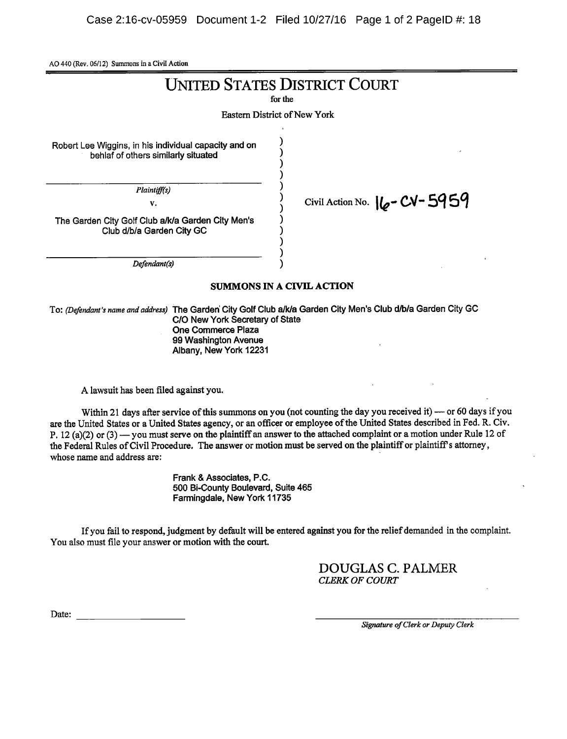AO 440 (Rev. 06/12) Summons in a Civil Action

# UNITED STATES DISTRICT COURT

for the

Eastern District of New York

Robert Lee Wiggins, in his individual capacity and on behlaf of others similarly situated

*Plaintiff(s)*

v.

The Garden City Golf Club a/k/a Garden City Men's Club d/b/a Garden City GC

*Defendant(s)*

Civil Action No. 16-CV-5959

## SUMMONS IN A CIVIL ACTION

To: *(Defendant's name and address)* The Garden City Golf Club a/k/a Garden City Men's Club d/b/a Garden City GC
C/O New York Secretary of State
One Commerce Plaza
99 Washington Avenue
Albany, New York 12231

A lawsuit has been filed against you.

Within 21 days after service of this summons on you (not counting the day you received it) — or 60 days if you are the United States or a United States agency, or an officer or employee of the United States described in Fed. R. Civ. P. 12 (a)(2) or (3) — you must serve on the plaintiff an answer to the attached complaint or a motion under Rule 12 of the Federal Rules of Civil Procedure. The answer or motion must be served on the plaintiff or plaintiff's attorney, whose name and address are:

Frank & Associates, P.C.
500 Bi-County Boulevard, Suite 465
Farmingdale, New York 11735

If you fail to respond, judgment by default will be entered against you for the relief demanded in the complaint. You also must file your answer or motion with the court.

DOUGLAS C. PALMER
*CLERK OF COURT*

Date: ____________________

____________________
*Signature of Clerk or Deputy Clerk*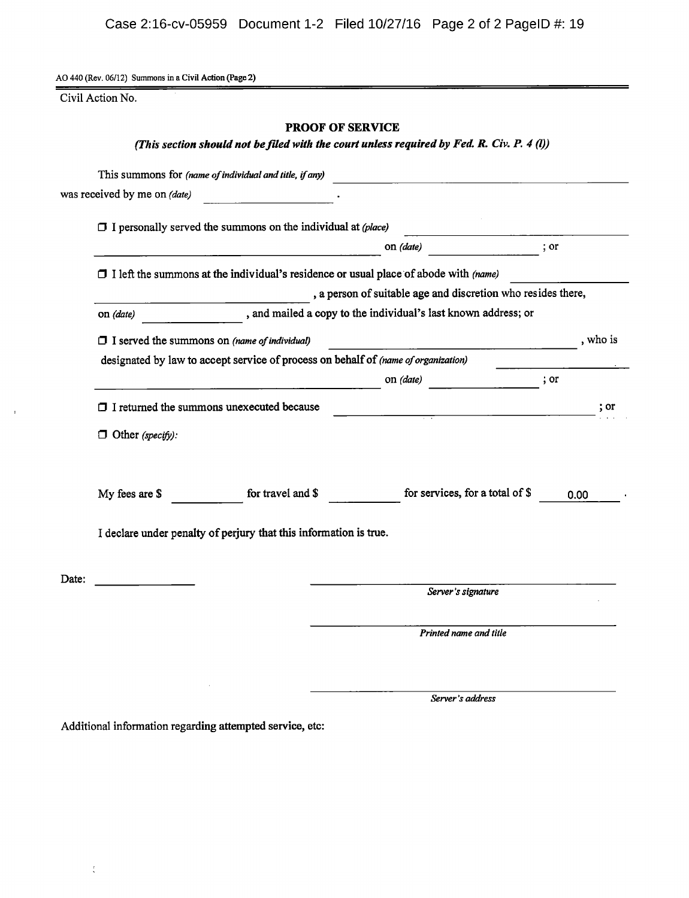AO 440 (Rev. 06/12) Summons in a Civil Action (Page 2)

Civil Action No.

## PROOF OF SERVICE

***(This section should not be filed with the court unless required by Fed. R. Civ. P. 4 (l))***

This summons for *(name of individual and title, if any)* ______________________________

was received by me on *(date)* ______________ .

☐ I personally served the summons on the individual at *(place)* ______________________________ on *(date)* ______________ ; or

☐ I left the summons at the individual's residence or usual place of abode with *(name)* ______________________________ , a person of suitable age and discretion who resides there, on *(date)* ______________ , and mailed a copy to the individual's last known address; or

☐ I served the summons on *(name of individual)* ______________________________ , who is designated by law to accept service of process on behalf of *(name of organization)* ______________________________ on *(date)* ______________ ; or

☐ I returned the summons unexecuted because ______________________________ ; or

☐ Other *(specify)*:

My fees are $ __________ for travel and $ __________ for services, for a total of $ 0.00 .

I declare under penalty of perjury that this information is true.

Date: ______________

______________________________
*Server's signature*

______________________________
*Printed name and title*

______________________________
*Server's address*

Additional information regarding attempted service, etc: